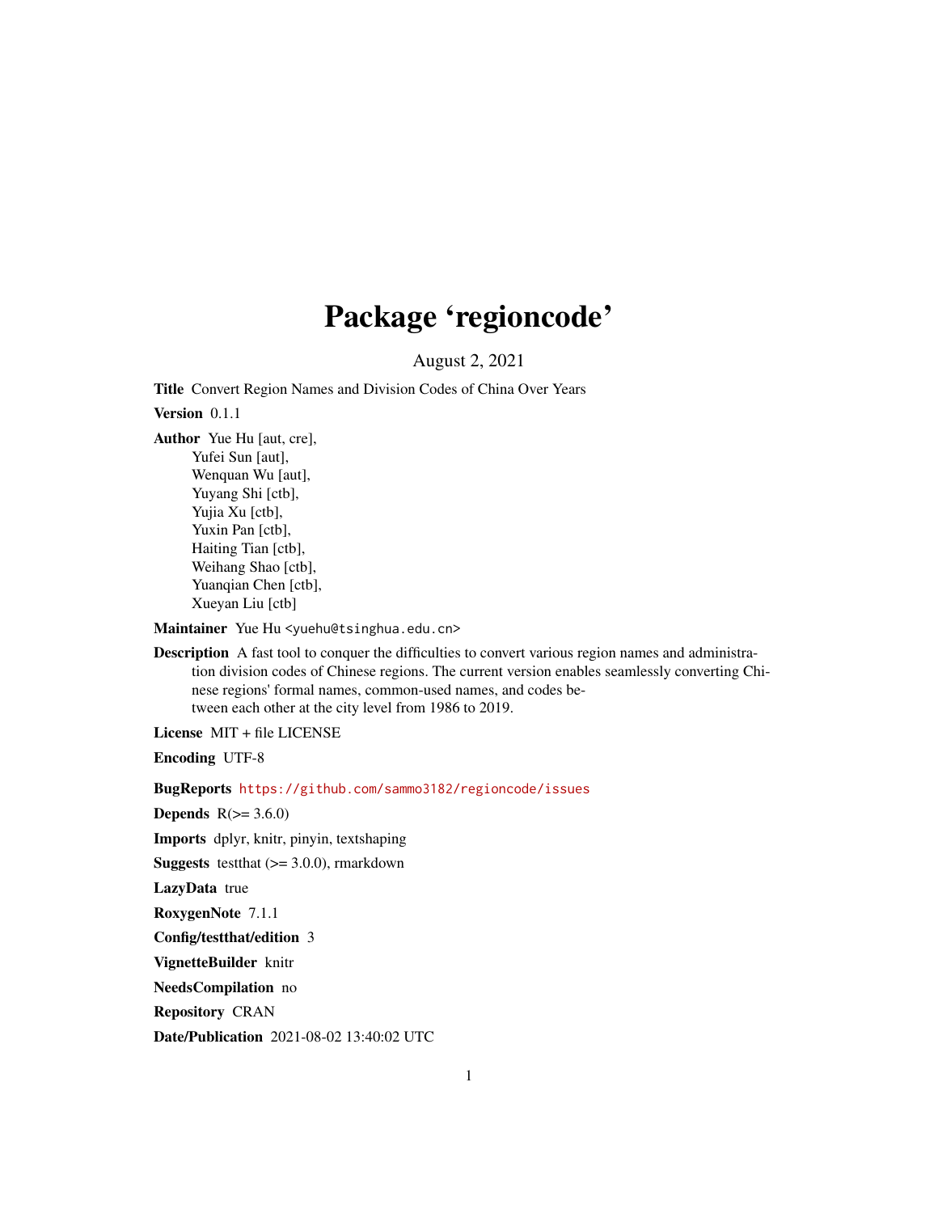# Package 'regioncode'

August 2, 2021

**Title** Convert Region Names and Division Codes of China Over Years

**Version** 0.1.1

**Author** Yue Hu [aut, cre],
Yufei Sun [aut],
Wenquan Wu [aut],
Yuyang Shi [ctb],
Yujia Xu [ctb],
Yuxin Pan [ctb],
Haiting Tian [ctb],
Weihang Shao [ctb],
Yuanqian Chen [ctb],
Xueyan Liu [ctb]

**Maintainer** Yue Hu <yuehu@tsinghua.edu.cn>

**Description** A fast tool to conquer the difficulties to convert various region names and administration division codes of Chinese regions. The current version enables seamlessly converting Chinese regions' formal names, common-used names, and codes between each other at the city level from 1986 to 2019.

**License** MIT + file LICENSE

**Encoding** UTF-8

**BugReports** https://github.com/sammo3182/regioncode/issues

**Depends** R(>= 3.6.0)

**Imports** dplyr, knitr, pinyin, textshaping

**Suggests** testthat (>= 3.0.0), rmarkdown

**LazyData** true

**RoxygenNote** 7.1.1

**Config/testthat/edition** 3

**VignetteBuilder** knitr

**NeedsCompilation** no

**Repository** CRAN

**Date/Publication** 2021-08-02 13:40:02 UTC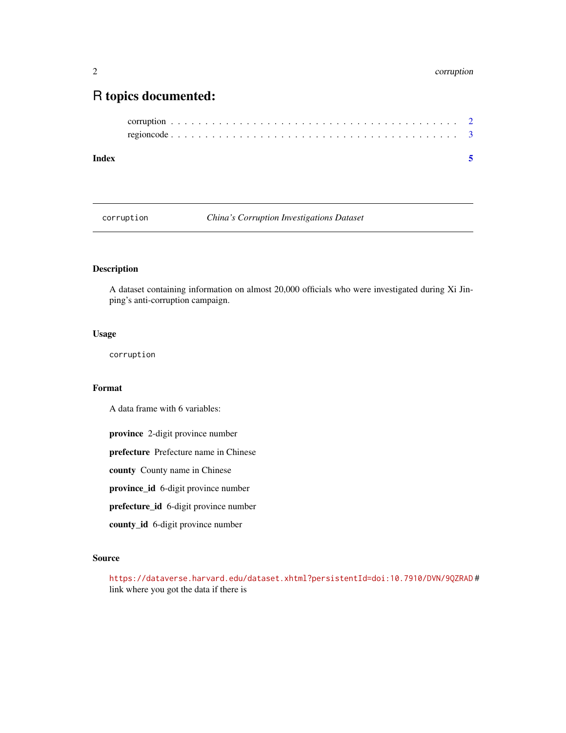# R topics documented:

corruption . . . . . . . . . . . . . . . . . . . . . . . . . . . . . . . . . . . . . . . . 2
regioncode . . . . . . . . . . . . . . . . . . . . . . . . . . . . . . . . . . . . . . . . 3

**Index** 5

---

`corruption` *China's Corruption Investigations Dataset*

---

## Description

A dataset containing information on almost 20,000 officials who were investigated during Xi Jinping's anti-corruption campaign.

## Usage

```
corruption
```

## Format

A data frame with 6 variables:

**province** 2-digit province number

**prefecture** Prefecture name in Chinese

**county** County name in Chinese

**province_id** 6-digit province number

**prefecture_id** 6-digit province number

**county_id** 6-digit province number

## Source

https://dataverse.harvard.edu/dataset.xhtml?persistentId=doi:10.7910/DVN/9QZRAD # link where you got the data if there is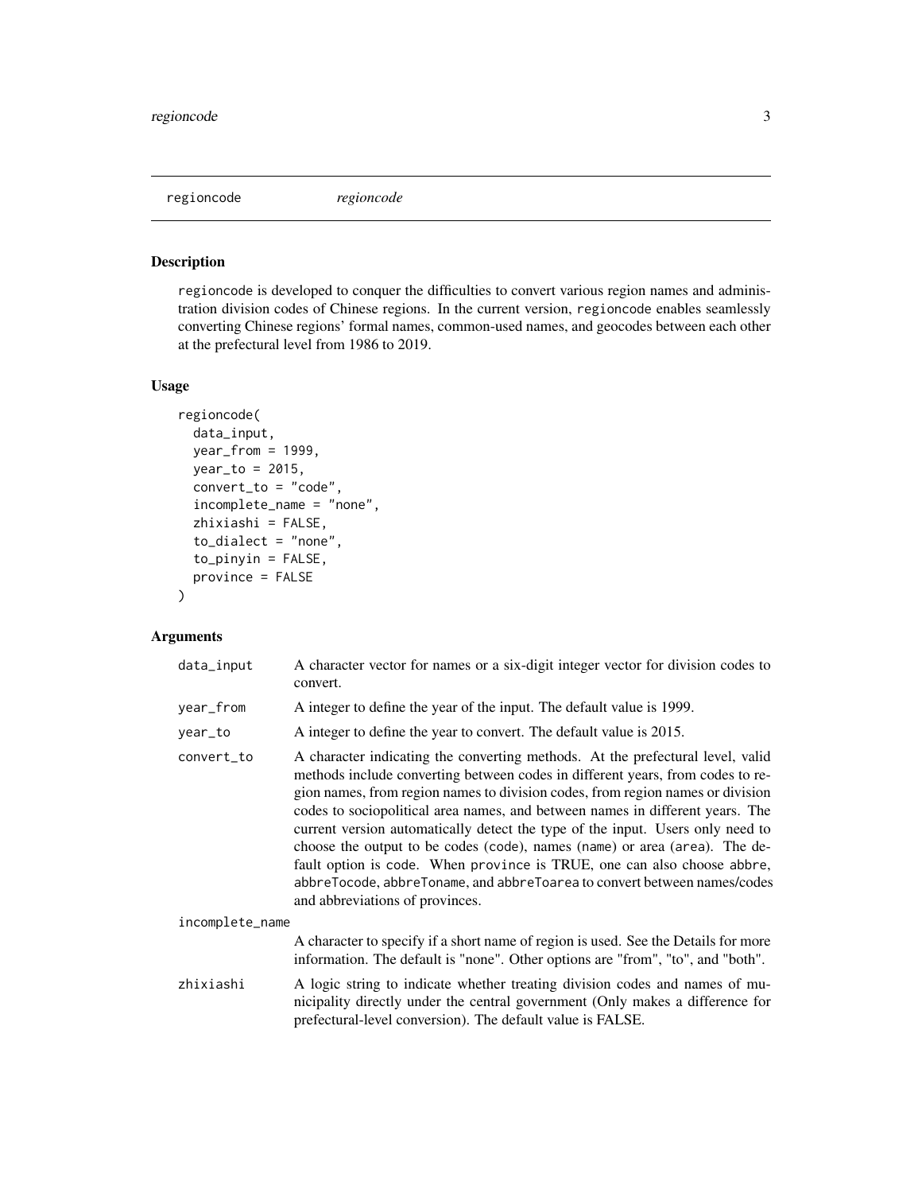regioncode *regioncode*

## Description

regioncode is developed to conquer the difficulties to convert various region names and administration division codes of Chinese regions. In the current version, regioncode enables seamlessly converting Chinese regions' formal names, common-used names, and geocodes between each other at the prefectural level from 1986 to 2019.

## Usage

```
regioncode(
  data_input,
  year_from = 1999,
  year_to = 2015,
  convert_to = "code",
  incomplete_name = "none",
  zhixiashi = FALSE,
  to_dialect = "none",
  to_pinyin = FALSE,
  province = FALSE
)
```

## Arguments

| | |
|---|---|
| `data_input` | A character vector for names or a six-digit integer vector for division codes to convert. |
| `year_from` | A integer to define the year of the input. The default value is 1999. |
| `year_to` | A integer to define the year to convert. The default value is 2015. |
| `convert_to` | A character indicating the converting methods. At the prefectural level, valid methods include converting between codes in different years, from codes to region names, from region names to division codes, from region names or division codes to sociopolitical area names, and between names in different years. The current version automatically detect the type of the input. Users only need to choose the output to be codes (`code`), names (`name`) or area (`area`). The default option is `code`. When `province` is TRUE, one can also choose `abbre`, `abbreTocode`, `abbreToname`, and `abbreToarea` to convert between names/codes and abbreviations of provinces. |
| `incomplete_name` | A character to specify if a short name of region is used. See the Details for more information. The default is "none". Other options are "from", "to", and "both". |
| `zhixiashi` | A logic string to indicate whether treating division codes and names of municipality directly under the central government (Only makes a difference for prefectural-level conversion). The default value is FALSE. |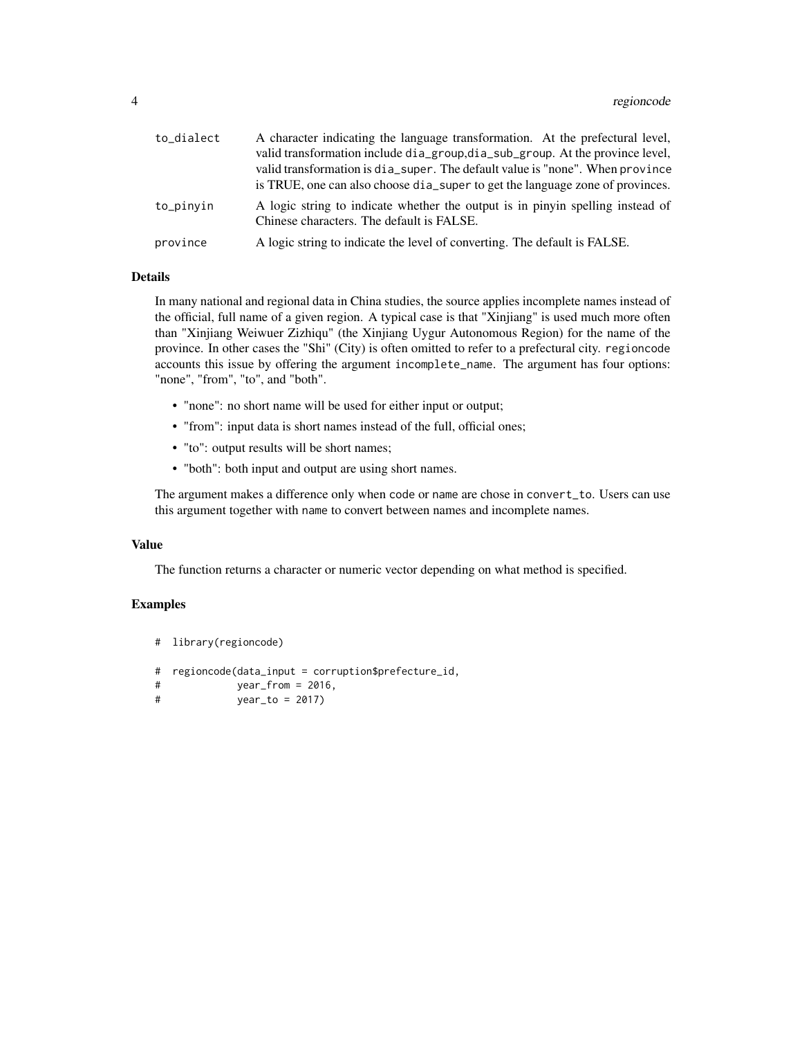| | |
|---|---|
| to_dialect | A character indicating the language transformation. At the prefectural level, valid transformation include `dia_group`,`dia_sub_group`. At the province level, valid transformation is `dia_super`. The default value is "none". When `province` is TRUE, one can also choose `dia_super` to get the language zone of provinces. |
| to_pinyin | A logic string to indicate whether the output is in pinyin spelling instead of Chinese characters. The default is FALSE. |
| province | A logic string to indicate the level of converting. The default is FALSE. |

### Details

In many national and regional data in China studies, the source applies incomplete names instead of the official, full name of a given region. A typical case is that "Xinjiang" is used much more often than "Xinjiang Weiwuer Zizhiqu" (the Xinjiang Uygur Autonomous Region) for the name of the province. In other cases the "Shi" (City) is often omitted to refer to a prefectural city. `regioncode` accounts this issue by offering the argument `incomplete_name`. The argument has four options: "none", "from", "to", and "both".

- "none": no short name will be used for either input or output;
- "from": input data is short names instead of the full, official ones;
- "to": output results will be short names;
- "both": both input and output are using short names.

The argument makes a difference only when `code` or `name` are chose in `convert_to`. Users can use this argument together with `name` to convert between names and incomplete names.

### Value

The function returns a character or numeric vector depending on what method is specified.

### Examples

```
# library(regioncode)

# regioncode(data_input = corruption$prefecture_id,
#             year_from = 2016,
#             year_to = 2017)
```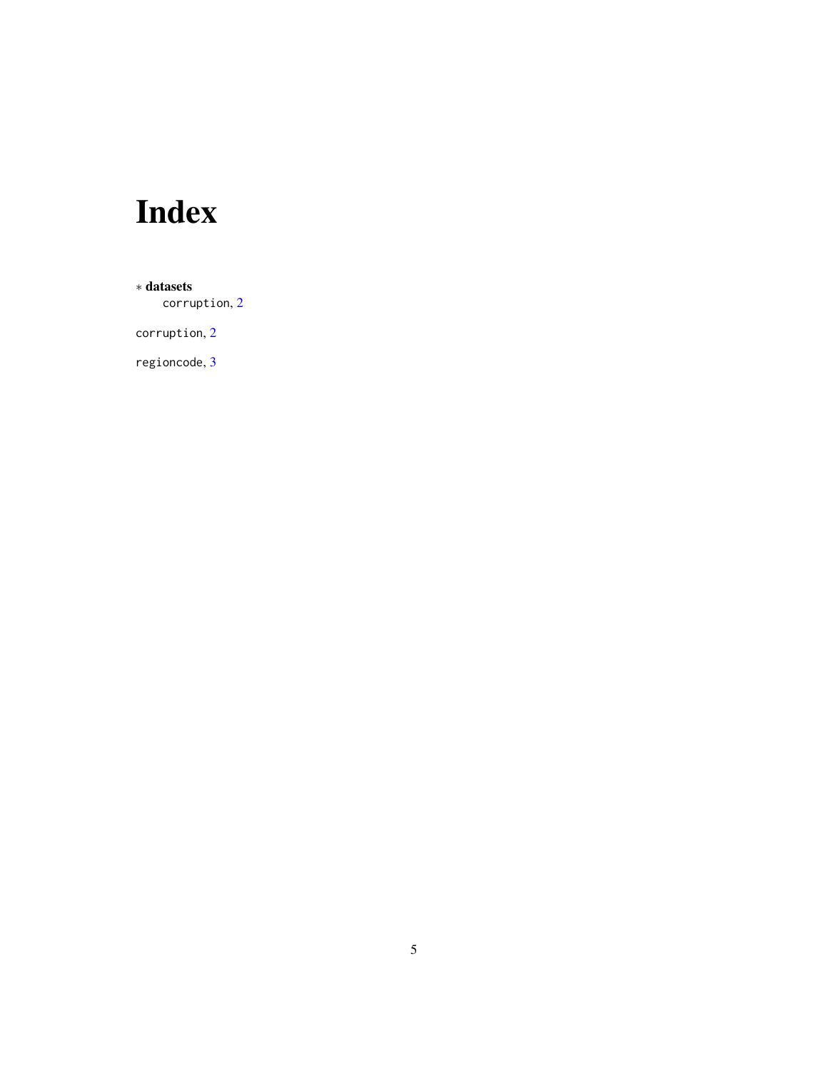# Index

∗ **datasets**
    corruption, 2

corruption, 2

regioncode, 3